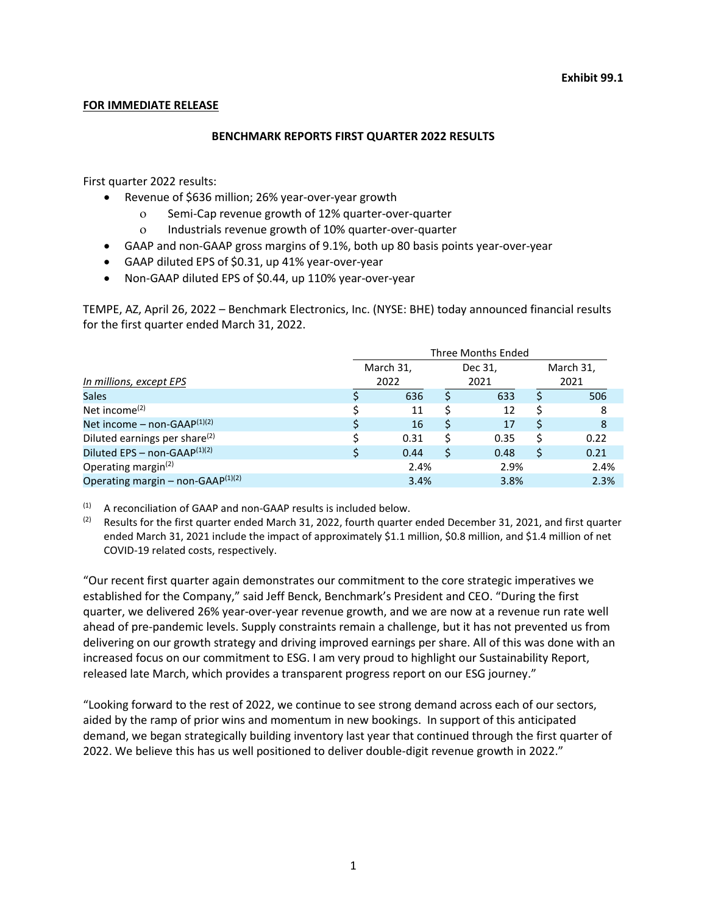**Exhibit 99.1**

**FOR IMMEDIATE RELEASE**

**BENCHMARK REPORTS FIRST QUARTER 2022 RESULTS**

First quarter 2022 results:

- Revenue of $636 million; 26% year-over-year growth
  - Semi-Cap revenue growth of 12% quarter-over-quarter
  - Industrials revenue growth of 10% quarter-over-quarter
- GAAP and non-GAAP gross margins of 9.1%, both up 80 basis points year-over-year
- GAAP diluted EPS of $0.31, up 41% year-over-year
- Non-GAAP diluted EPS of $0.44, up 110% year-over-year

TEMPE, AZ, April 26, 2022 – Benchmark Electronics, Inc. (NYSE: BHE) today announced financial results for the first quarter ended March 31, 2022.

| | Three Months Ended | | |
|---|---|---|---|
| *In millions, except EPS* | March 31, 2022 | Dec 31, 2021 | March 31, 2021 |
| Sales | $ 636 | $ 633 | $ 506 |
| Net income[(2)] | $ 11 | $ 12 | $ 8 |
| Net income – non-GAAP[(1)(2)] | $ 16 | $ 17 | $ 8 |
| Diluted earnings per share[(2)] | $ 0.31 | $ 0.35 | $ 0.22 |
| Diluted EPS – non-GAAP[(1)(2)] | $ 0.44 | $ 0.48 | $ 0.21 |
| Operating margin[(2)] | 2.4% | 2.9% | 2.4% |
| Operating margin – non-GAAP[(1)(2)] | 3.4% | 3.8% | 2.3% |

(1) A reconciliation of GAAP and non-GAAP results is included below.

(2) Results for the first quarter ended March 31, 2022, fourth quarter ended December 31, 2021, and first quarter ended March 31, 2021 include the impact of approximately $1.1 million, $0.8 million, and $1.4 million of net COVID-19 related costs, respectively.

"Our recent first quarter again demonstrates our commitment to the core strategic imperatives we established for the Company," said Jeff Benck, Benchmark's President and CEO. "During the first quarter, we delivered 26% year-over-year revenue growth, and we are now at a revenue run rate well ahead of pre-pandemic levels. Supply constraints remain a challenge, but it has not prevented us from delivering on our growth strategy and driving improved earnings per share. All of this was done with an increased focus on our commitment to ESG. I am very proud to highlight our Sustainability Report, released late March, which provides a transparent progress report on our ESG journey."

"Looking forward to the rest of 2022, we continue to see strong demand across each of our sectors, aided by the ramp of prior wins and momentum in new bookings. In support of this anticipated demand, we began strategically building inventory last year that continued through the first quarter of 2022. We believe this has us well positioned to deliver double-digit revenue growth in 2022."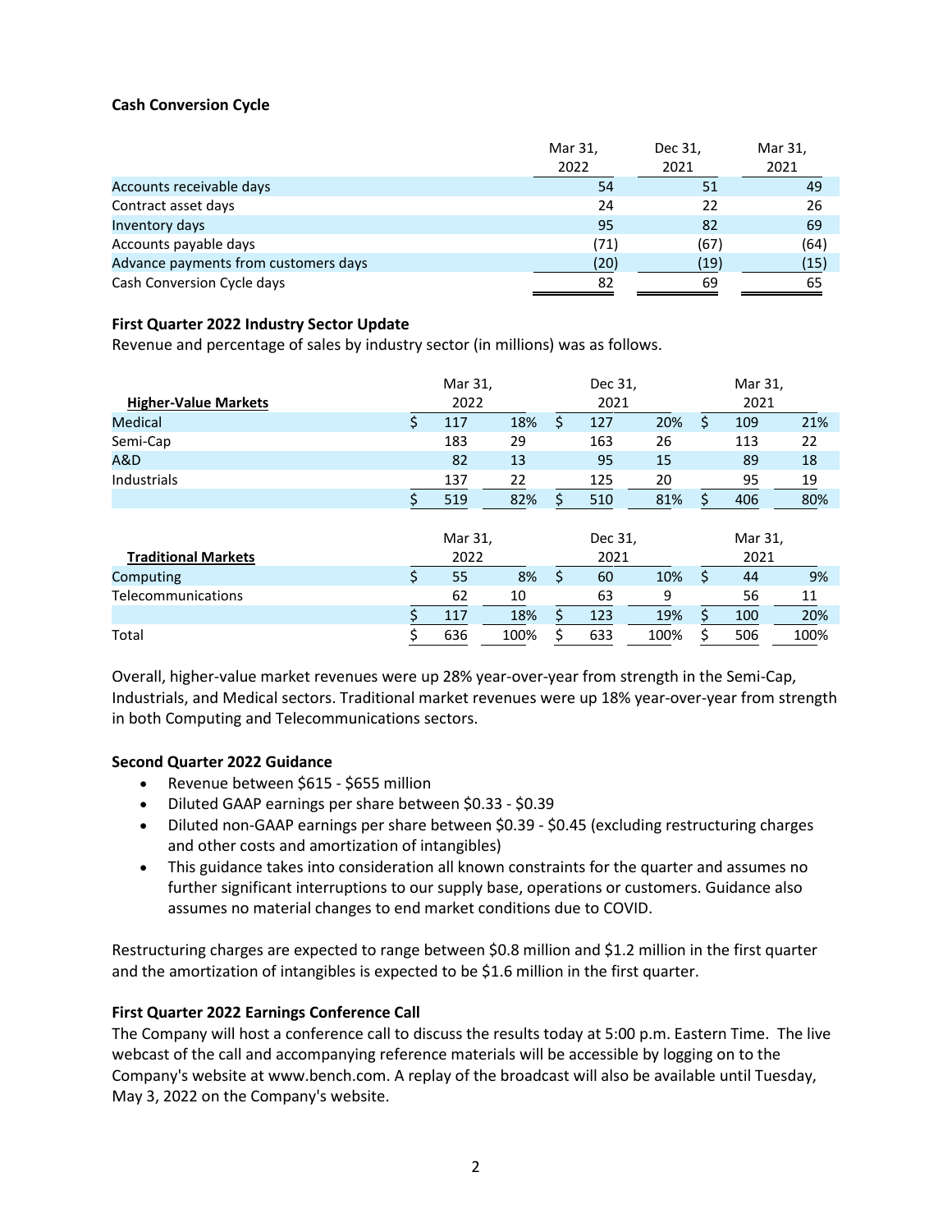**Cash Conversion Cycle**

| | Mar 31, 2022 | Dec 31, 2021 | Mar 31, 2021 |
|---|---|---|---|
| Accounts receivable days | 54 | 51 | 49 |
| Contract asset days | 24 | 22 | 26 |
| Inventory days | 95 | 82 | 69 |
| Accounts payable days | (71) | (67) | (64) |
| Advance payments from customers days | (20) | (19) | (15) |
| Cash Conversion Cycle days | 82 | 69 | 65 |

**First Quarter 2022 Industry Sector Update**

Revenue and percentage of sales by industry sector (in millions) was as follows.

| **Higher-Value Markets** | Mar 31, 2022 | | Dec 31, 2021 | | Mar 31, 2021 | |
|---|---|---|---|---|---|---|
| Medical | $ 117 | 18% | $ 127 | 20% | $ 109 | 21% |
| Semi-Cap | 183 | 29 | 163 | 26 | 113 | 22 |
| A&D | 82 | 13 | 95 | 15 | 89 | 18 |
| Industrials | 137 | 22 | 125 | 20 | 95 | 19 |
| | $ 519 | 82% | $ 510 | 81% | $ 406 | 80% |

| **Traditional Markets** | Mar 31, 2022 | | Dec 31, 2021 | | Mar 31, 2021 | |
|---|---|---|---|---|---|---|
| Computing | $ 55 | 8% | $ 60 | 10% | $ 44 | 9% |
| Telecommunications | 62 | 10 | 63 | 9 | 56 | 11 |
| | $ 117 | 18% | $ 123 | 19% | $ 100 | 20% |
| Total | $ 636 | 100% | $ 633 | 100% | $ 506 | 100% |

Overall, higher-value market revenues were up 28% year-over-year from strength in the Semi-Cap, Industrials, and Medical sectors. Traditional market revenues were up 18% year-over-year from strength in both Computing and Telecommunications sectors.

**Second Quarter 2022 Guidance**

- Revenue between $615 - $655 million
- Diluted GAAP earnings per share between $0.33 - $0.39
- Diluted non-GAAP earnings per share between $0.39 - $0.45 (excluding restructuring charges and other costs and amortization of intangibles)
- This guidance takes into consideration all known constraints for the quarter and assumes no further significant interruptions to our supply base, operations or customers. Guidance also assumes no material changes to end market conditions due to COVID.

Restructuring charges are expected to range between $0.8 million and $1.2 million in the first quarter and the amortization of intangibles is expected to be $1.6 million in the first quarter.

**First Quarter 2022 Earnings Conference Call**

The Company will host a conference call to discuss the results today at 5:00 p.m. Eastern Time. The live webcast of the call and accompanying reference materials will be accessible by logging on to the Company's website at www.bench.com. A replay of the broadcast will also be available until Tuesday, May 3, 2022 on the Company's website.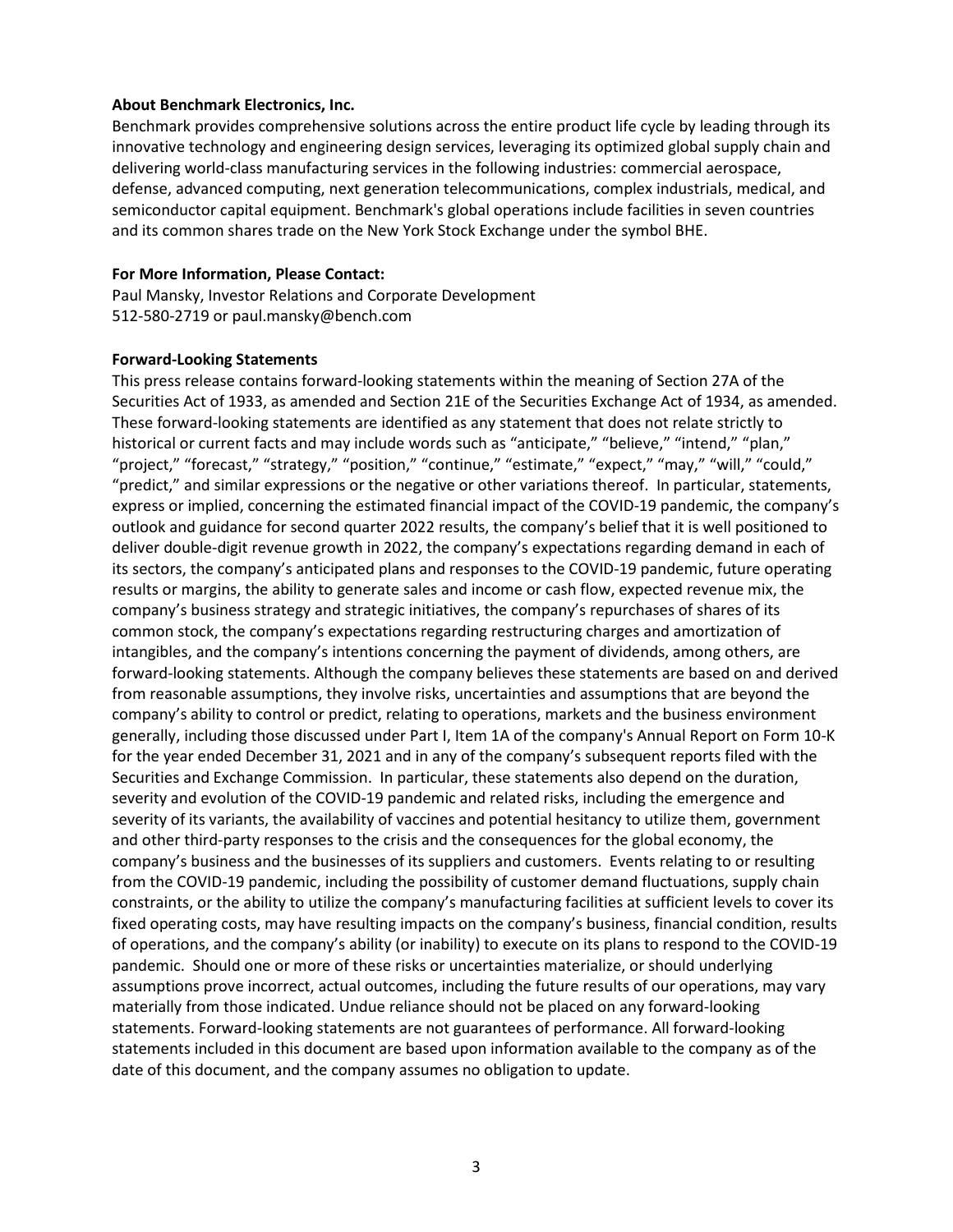**About Benchmark Electronics, Inc.**

Benchmark provides comprehensive solutions across the entire product life cycle by leading through its innovative technology and engineering design services, leveraging its optimized global supply chain and delivering world-class manufacturing services in the following industries: commercial aerospace, defense, advanced computing, next generation telecommunications, complex industrials, medical, and semiconductor capital equipment. Benchmark's global operations include facilities in seven countries and its common shares trade on the New York Stock Exchange under the symbol BHE.

**For More Information, Please Contact:**

Paul Mansky, Investor Relations and Corporate Development
512-580-2719 or paul.mansky@bench.com

**Forward-Looking Statements**

This press release contains forward-looking statements within the meaning of Section 27A of the Securities Act of 1933, as amended and Section 21E of the Securities Exchange Act of 1934, as amended. These forward-looking statements are identified as any statement that does not relate strictly to historical or current facts and may include words such as "anticipate," "believe," "intend," "plan," "project," "forecast," "strategy," "position," "continue," "estimate," "expect," "may," "will," "could," "predict," and similar expressions or the negative or other variations thereof. In particular, statements, express or implied, concerning the estimated financial impact of the COVID-19 pandemic, the company's outlook and guidance for second quarter 2022 results, the company's belief that it is well positioned to deliver double-digit revenue growth in 2022, the company's expectations regarding demand in each of its sectors, the company's anticipated plans and responses to the COVID-19 pandemic, future operating results or margins, the ability to generate sales and income or cash flow, expected revenue mix, the company's business strategy and strategic initiatives, the company's repurchases of shares of its common stock, the company's expectations regarding restructuring charges and amortization of intangibles, and the company's intentions concerning the payment of dividends, among others, are forward-looking statements. Although the company believes these statements are based on and derived from reasonable assumptions, they involve risks, uncertainties and assumptions that are beyond the company's ability to control or predict, relating to operations, markets and the business environment generally, including those discussed under Part I, Item 1A of the company's Annual Report on Form 10-K for the year ended December 31, 2021 and in any of the company's subsequent reports filed with the Securities and Exchange Commission. In particular, these statements also depend on the duration, severity and evolution of the COVID-19 pandemic and related risks, including the emergence and severity of its variants, the availability of vaccines and potential hesitancy to utilize them, government and other third-party responses to the crisis and the consequences for the global economy, the company's business and the businesses of its suppliers and customers. Events relating to or resulting from the COVID-19 pandemic, including the possibility of customer demand fluctuations, supply chain constraints, or the ability to utilize the company's manufacturing facilities at sufficient levels to cover its fixed operating costs, may have resulting impacts on the company's business, financial condition, results of operations, and the company's ability (or inability) to execute on its plans to respond to the COVID-19 pandemic. Should one or more of these risks or uncertainties materialize, or should underlying assumptions prove incorrect, actual outcomes, including the future results of our operations, may vary materially from those indicated. Undue reliance should not be placed on any forward-looking statements. Forward-looking statements are not guarantees of performance. All forward-looking statements included in this document are based upon information available to the company as of the date of this document, and the company assumes no obligation to update.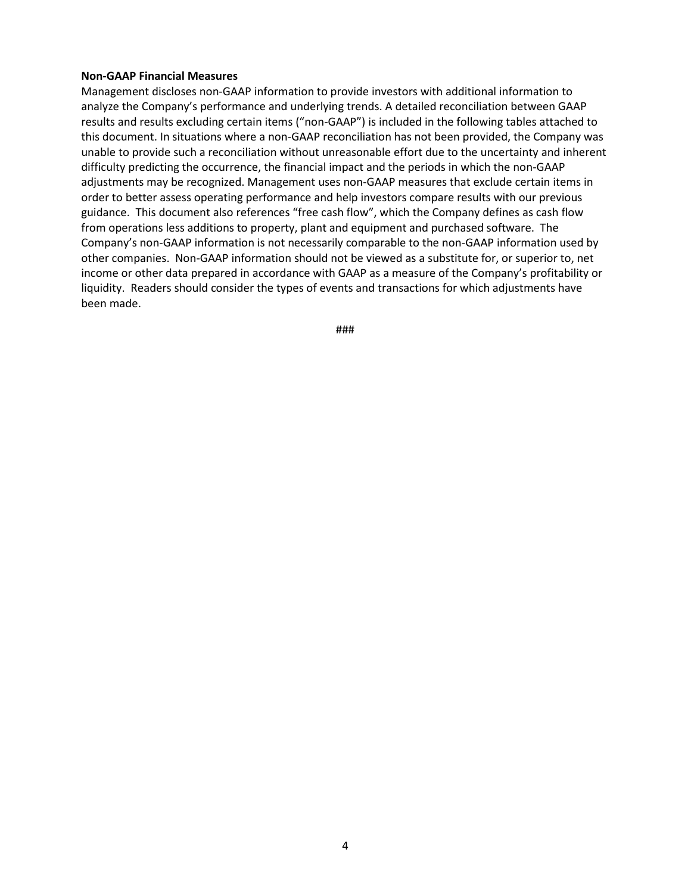**Non-GAAP Financial Measures**

Management discloses non-GAAP information to provide investors with additional information to analyze the Company's performance and underlying trends. A detailed reconciliation between GAAP results and results excluding certain items ("non-GAAP") is included in the following tables attached to this document. In situations where a non-GAAP reconciliation has not been provided, the Company was unable to provide such a reconciliation without unreasonable effort due to the uncertainty and inherent difficulty predicting the occurrence, the financial impact and the periods in which the non-GAAP adjustments may be recognized. Management uses non-GAAP measures that exclude certain items in order to better assess operating performance and help investors compare results with our previous guidance. This document also references "free cash flow", which the Company defines as cash flow from operations less additions to property, plant and equipment and purchased software. The Company's non-GAAP information is not necessarily comparable to the non-GAAP information used by other companies. Non-GAAP information should not be viewed as a substitute for, or superior to, net income or other data prepared in accordance with GAAP as a measure of the Company's profitability or liquidity. Readers should consider the types of events and transactions for which adjustments have been made.

###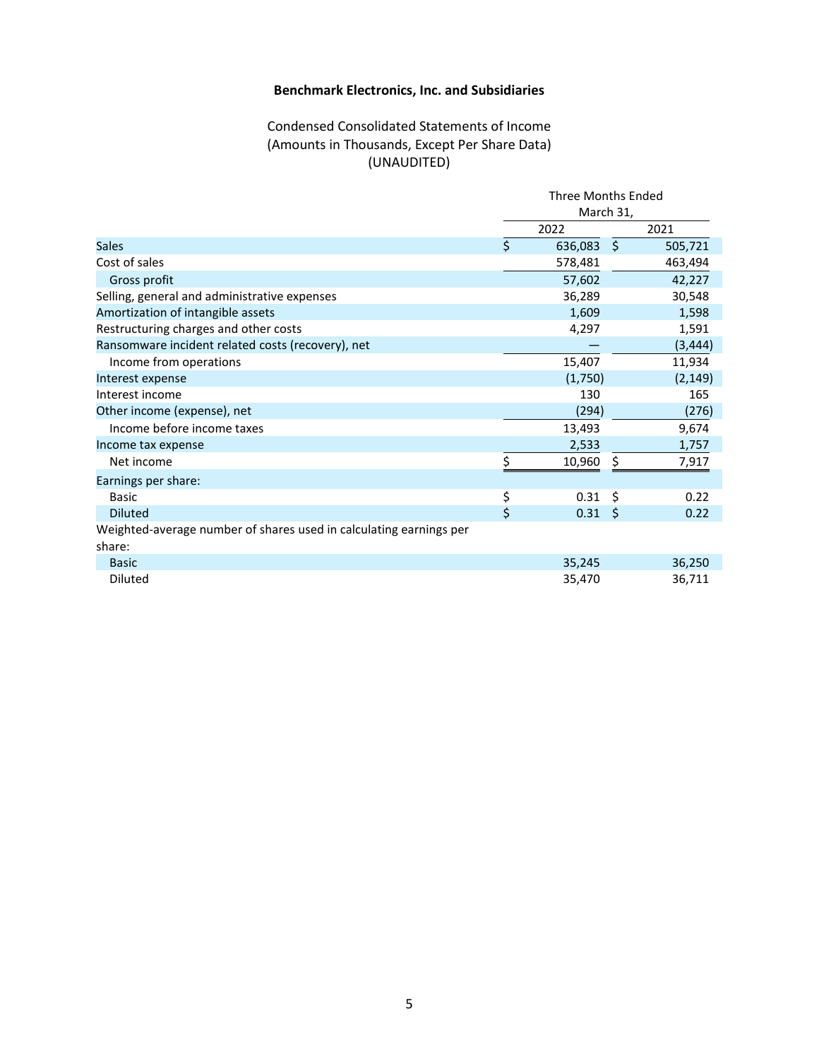**Benchmark Electronics, Inc. and Subsidiaries**

Condensed Consolidated Statements of Income
(Amounts in Thousands, Except Per Share Data)
(UNAUDITED)

| | Three Months Ended March 31, | |
|---|---|---|
| | 2022 | 2021 |
| Sales | $ 636,083 | $ 505,721 |
| Cost of sales | 578,481 | 463,494 |
| Gross profit | 57,602 | 42,227 |
| Selling, general and administrative expenses | 36,289 | 30,548 |
| Amortization of intangible assets | 1,609 | 1,598 |
| Restructuring charges and other costs | 4,297 | 1,591 |
| Ransomware incident related costs (recovery), net | — | (3,444) |
| Income from operations | 15,407 | 11,934 |
| Interest expense | (1,750) | (2,149) |
| Interest income | 130 | 165 |
| Other income (expense), net | (294) | (276) |
| Income before income taxes | 13,493 | 9,674 |
| Income tax expense | 2,533 | 1,757 |
| Net income | $ 10,960 | $ 7,917 |
| Earnings per share: | | |
| Basic | $ 0.31 | $ 0.22 |
| Diluted | $ 0.31 | $ 0.22 |
| Weighted-average number of shares used in calculating earnings per share: | | |
| Basic | 35,245 | 36,250 |
| Diluted | 35,470 | 36,711 |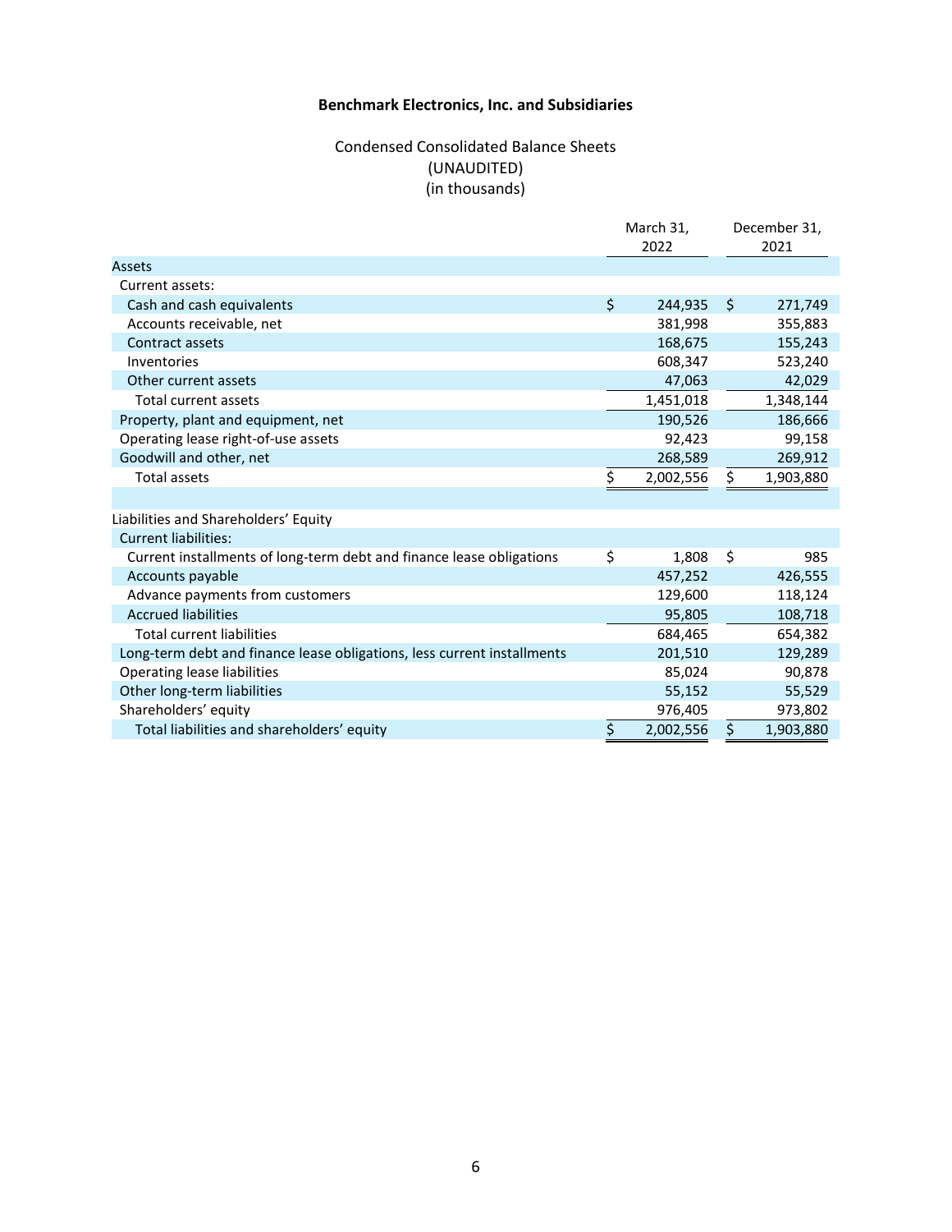**Benchmark Electronics, Inc. and Subsidiaries**

Condensed Consolidated Balance Sheets
(UNAUDITED)
(in thousands)

| | March 31, 2022 | December 31, 2021 |
|---|---|---|
| Assets | | |
| Current assets: | | |
| Cash and cash equivalents | $ 244,935 | $ 271,749 |
| Accounts receivable, net | 381,998 | 355,883 |
| Contract assets | 168,675 | 155,243 |
| Inventories | 608,347 | 523,240 |
| Other current assets | 47,063 | 42,029 |
| Total current assets | 1,451,018 | 1,348,144 |
| Property, plant and equipment, net | 190,526 | 186,666 |
| Operating lease right-of-use assets | 92,423 | 99,158 |
| Goodwill and other, net | 268,589 | 269,912 |
| Total assets | $ 2,002,556 | $ 1,903,880 |
| | | |
| Liabilities and Shareholders' Equity | | |
| Current liabilities: | | |
| Current installments of long-term debt and finance lease obligations | $ 1,808 | $ 985 |
| Accounts payable | 457,252 | 426,555 |
| Advance payments from customers | 129,600 | 118,124 |
| Accrued liabilities | 95,805 | 108,718 |
| Total current liabilities | 684,465 | 654,382 |
| Long-term debt and finance lease obligations, less current installments | 201,510 | 129,289 |
| Operating lease liabilities | 85,024 | 90,878 |
| Other long-term liabilities | 55,152 | 55,529 |
| Shareholders' equity | 976,405 | 973,802 |
| Total liabilities and shareholders' equity | $ 2,002,556 | $ 1,903,880 |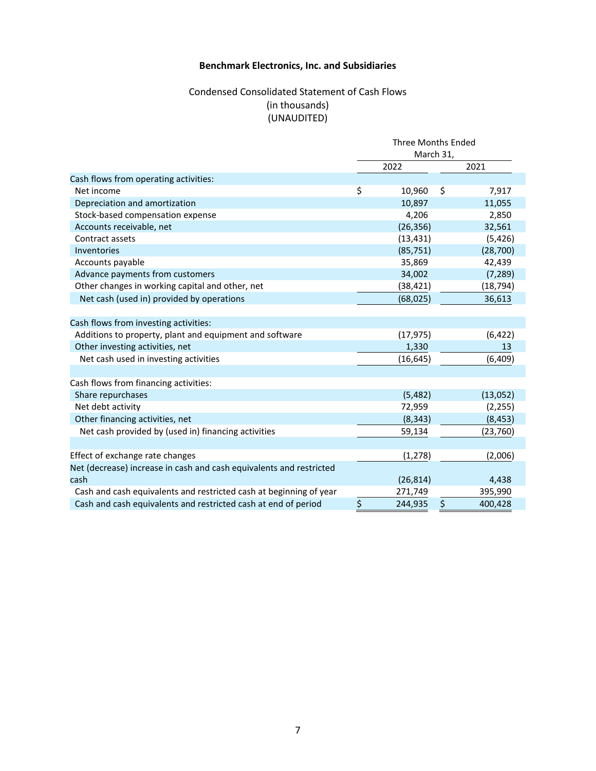**Benchmark Electronics, Inc. and Subsidiaries**

Condensed Consolidated Statement of Cash Flows
(in thousands)
(UNAUDITED)

| | Three Months Ended March 31, | |
|---|---|---|
| | 2022 | 2021 |
| Cash flows from operating activities: | | |
| Net income | $ 10,960 | $ 7,917 |
| Depreciation and amortization | 10,897 | 11,055 |
| Stock-based compensation expense | 4,206 | 2,850 |
| Accounts receivable, net | (26,356) | 32,561 |
| Contract assets | (13,431) | (5,426) |
| Inventories | (85,751) | (28,700) |
| Accounts payable | 35,869 | 42,439 |
| Advance payments from customers | 34,002 | (7,289) |
| Other changes in working capital and other, net | (38,421) | (18,794) |
| Net cash (used in) provided by operations | (68,025) | 36,613 |
| | | |
| Cash flows from investing activities: | | |
| Additions to property, plant and equipment and software | (17,975) | (6,422) |
| Other investing activities, net | 1,330 | 13 |
| Net cash used in investing activities | (16,645) | (6,409) |
| | | |
| Cash flows from financing activities: | | |
| Share repurchases | (5,482) | (13,052) |
| Net debt activity | 72,959 | (2,255) |
| Other financing activities, net | (8,343) | (8,453) |
| Net cash provided by (used in) financing activities | 59,134 | (23,760) |
| | | |
| Effect of exchange rate changes | (1,278) | (2,006) |
| Net (decrease) increase in cash and cash equivalents and restricted cash | (26,814) | 4,438 |
| Cash and cash equivalents and restricted cash at beginning of year | 271,749 | 395,990 |
| Cash and cash equivalents and restricted cash at end of period | $ 244,935 | $ 400,428 |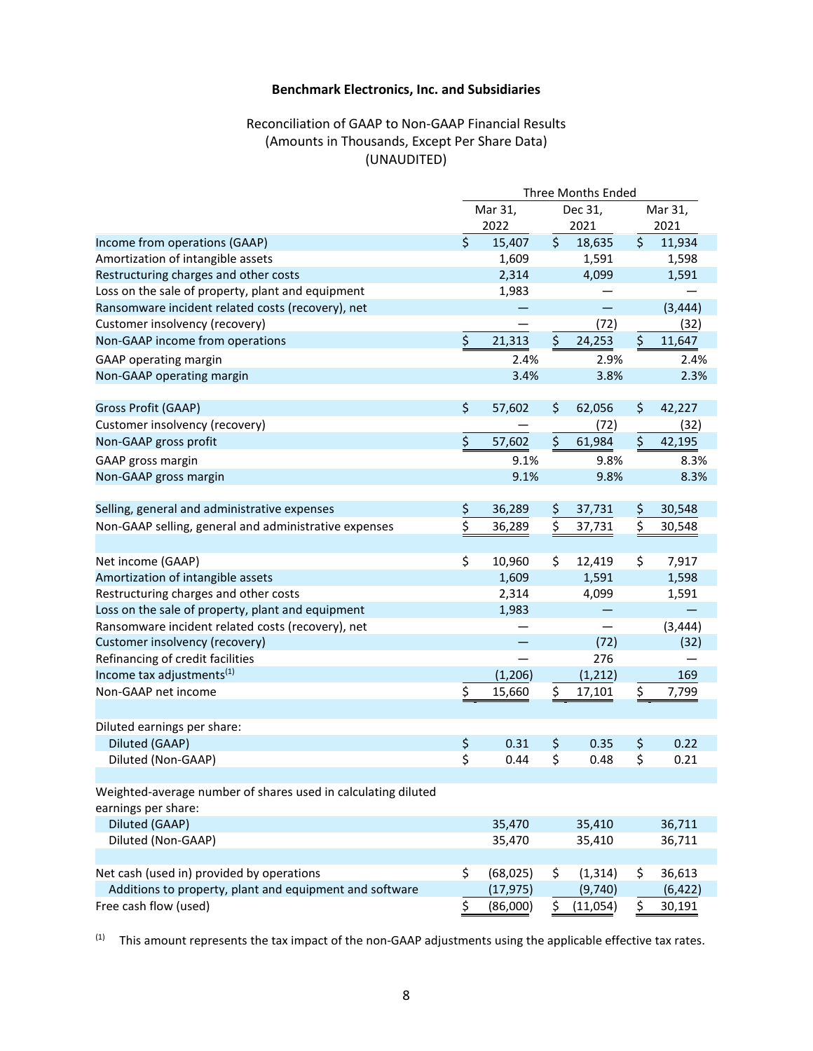**Benchmark Electronics, Inc. and Subsidiaries**

Reconciliation of GAAP to Non-GAAP Financial Results
(Amounts in Thousands, Except Per Share Data)
(UNAUDITED)

| | Three Months Ended | | |
|---|---|---|---|
| | Mar 31, 2022 | Dec 31, 2021 | Mar 31, 2021 |
| Income from operations (GAAP) | $ 15,407 | $ 18,635 | $ 11,934 |
| Amortization of intangible assets | 1,609 | 1,591 | 1,598 |
| Restructuring charges and other costs | 2,314 | 4,099 | 1,591 |
| Loss on the sale of property, plant and equipment | 1,983 | — | — |
| Ransomware incident related costs (recovery), net | — | — | (3,444) |
| Customer insolvency (recovery) | — | (72) | (32) |
| Non-GAAP income from operations | $ 21,313 | $ 24,253 | $ 11,647 |
| GAAP operating margin | 2.4% | 2.9% | 2.4% |
| Non-GAAP operating margin | 3.4% | 3.8% | 2.3% |
| | | | |
| Gross Profit (GAAP) | $ 57,602 | $ 62,056 | $ 42,227 |
| Customer insolvency (recovery) | — | (72) | (32) |
| Non-GAAP gross profit | $ 57,602 | $ 61,984 | $ 42,195 |
| GAAP gross margin | 9.1% | 9.8% | 8.3% |
| Non-GAAP gross margin | 9.1% | 9.8% | 8.3% |
| | | | |
| Selling, general and administrative expenses | $ 36,289 | $ 37,731 | $ 30,548 |
| Non-GAAP selling, general and administrative expenses | $ 36,289 | $ 37,731 | $ 30,548 |
| | | | |
| Net income (GAAP) | $ 10,960 | $ 12,419 | $ 7,917 |
| Amortization of intangible assets | 1,609 | 1,591 | 1,598 |
| Restructuring charges and other costs | 2,314 | 4,099 | 1,591 |
| Loss on the sale of property, plant and equipment | 1,983 | — | — |
| Ransomware incident related costs (recovery), net | — | — | (3,444) |
| Customer insolvency (recovery) | — | (72) | (32) |
| Refinancing of credit facilities | — | 276 | — |
| Income tax adjustments[1] | (1,206) | (1,212) | 169 |
| Non-GAAP net income | $ 15,660 | $ 17,101 | $ 7,799 |
| | | | |
| Diluted earnings per share: | | | |
| Diluted (GAAP) | $ 0.31 | $ 0.35 | $ 0.22 |
| Diluted (Non-GAAP) | $ 0.44 | $ 0.48 | $ 0.21 |
| | | | |
| Weighted-average number of shares used in calculating diluted earnings per share: | | | |
| Diluted (GAAP) | 35,470 | 35,410 | 36,711 |
| Diluted (Non-GAAP) | 35,470 | 35,410 | 36,711 |
| | | | |
| Net cash (used in) provided by operations | $ (68,025) | $ (1,314) | $ 36,613 |
| Additions to property, plant and equipment and software | (17,975) | (9,740) | (6,422) |
| Free cash flow (used) | $ (86,000) | $ (11,054) | $ 30,191 |

[1] This amount represents the tax impact of the non-GAAP adjustments using the applicable effective tax rates.